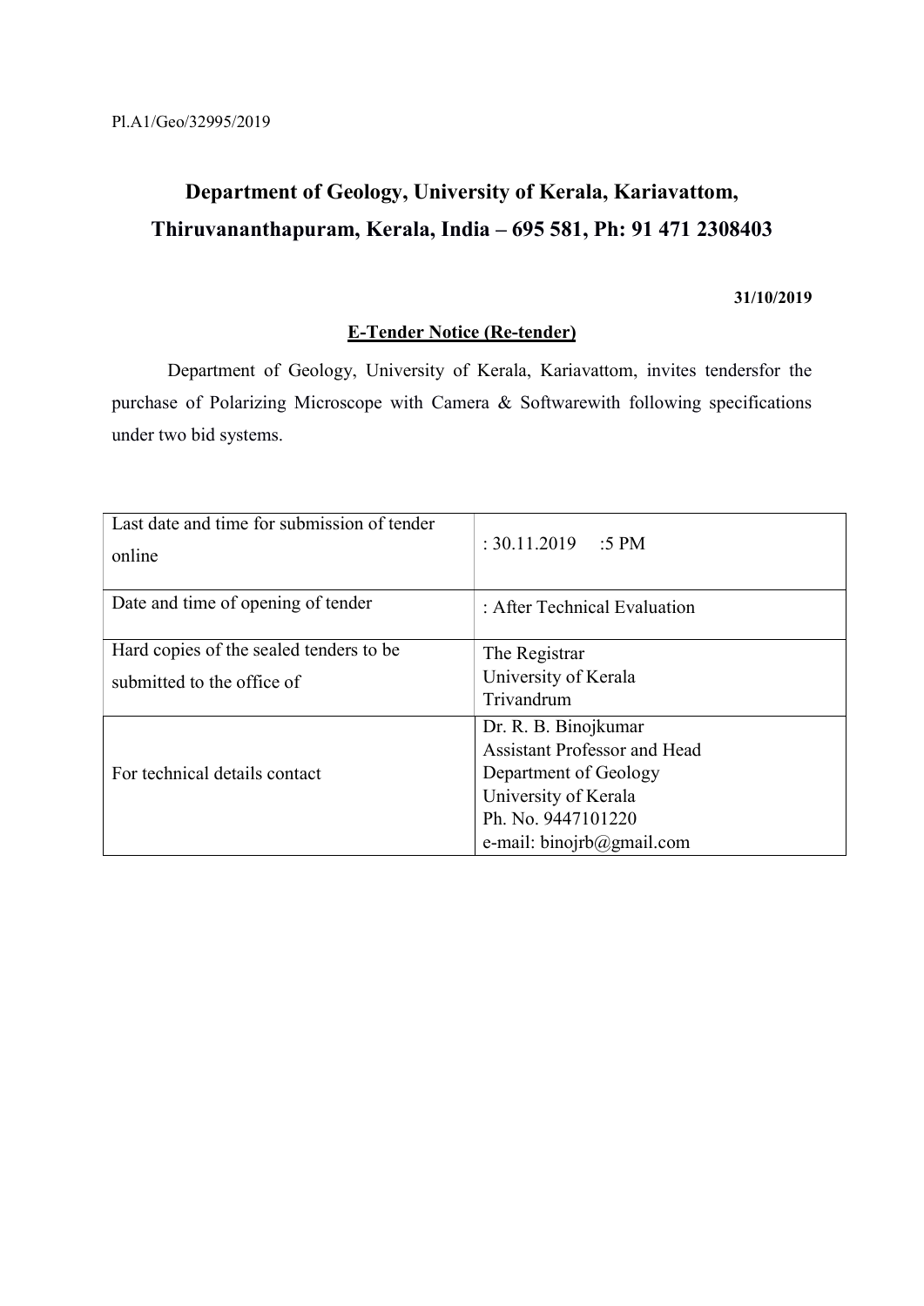Pl.A1/Geo/32995/2019

# Department of Geology, University of Kerala, Kariavattom, Thiruvananthapuram, Kerala, India – 695 581, Ph: 91 471 2308403

**31/10/2019**

## E-Tender Notice (Re-tender)

Department of Geology, University of Kerala, Kariavattom, invites tendersfor the purchase of Polarizing Microscope with Camera & Softwarewith following specifications under two bid systems.

| | |
|---|---|
| Last date and time for submission of tender online | : 30.11.2019 :5 PM |
| Date and time of opening of tender | : After Technical Evaluation |
| Hard copies of the sealed tenders to be submitted to the office of | The Registrar<br>University of Kerala<br>Trivandrum |
| For technical details contact | Dr. R. B. Binojkumar<br>Assistant Professor and Head<br>Department of Geology<br>University of Kerala<br>Ph. No. 9447101220<br>e-mail: binojrb@gmail.com |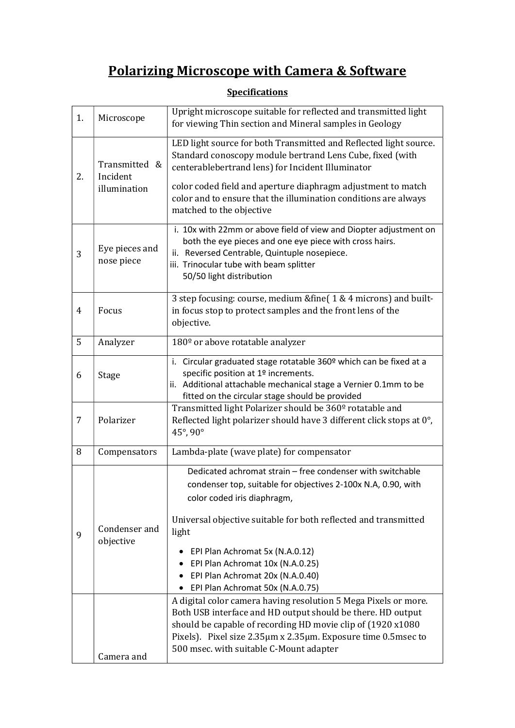# Polarizing Microscope with Camera & Software

## Specifications

| | | |
|---|---|---|
| 1. | Microscope | Upright microscope suitable for reflected and transmitted light for viewing Thin section and Mineral samples in Geology |
| 2. | Transmitted & Incident illumination | LED light source for both Transmitted and Reflected light source. Standard conoscopy module bertrand Lens Cube, fixed (with centerablebertrand lens) for Incident Illuminator<br><br>color coded field and aperture diaphragm adjustment to match color and to ensure that the illumination conditions are always matched to the objective |
| 3 | Eye pieces and nose piece | i. 10x with 22mm or above field of view and Diopter adjustment on both the eye pieces and one eye piece with cross hairs.<br>ii. Reversed Centrable, Quintuple nosepiece.<br>iii. Trinocular tube with beam splitter 50/50 light distribution |
| 4 | Focus | 3 step focusing: course, medium &fine( 1 & 4 microns) and built-in focus stop to protect samples and the front lens of the objective. |
| 5 | Analyzer | 180º or above rotatable analyzer |
| 6 | Stage | i. Circular graduated stage rotatable 360º which can be fixed at a specific position at 1º increments.<br>ii. Additional attachable mechanical stage a Vernier 0.1mm to be fitted on the circular stage should be provided |
| 7 | Polarizer | Transmitted light Polarizer should be 360º rotatable and Reflected light polarizer should have 3 different click stops at 0°, 45°, 90° |
| 8 | Compensators | Lambda-plate (wave plate) for compensator |
| 9 | Condenser and objective | Dedicated achromat strain – free condenser with switchable condenser top, suitable for objectives 2-100x N.A, 0.90, with color coded iris diaphragm,<br><br>Universal objective suitable for both reflected and transmitted light<br>• EPI Plan Achromat 5x (N.A.0.12)<br>• EPI Plan Achromat 10x (N.A.0.25)<br>• EPI Plan Achromat 20x (N.A.0.40)<br>• EPI Plan Achromat 50x (N.A.0.75) |
| | Camera and | A digital color camera having resolution 5 Mega Pixels or more. Both USB interface and HD output should be there. HD output should be capable of recording HD movie clip of (1920 x1080 Pixels). Pixel size 2.35μm x 2.35μm. Exposure time 0.5msec to 500 msec. with suitable C-Mount adapter |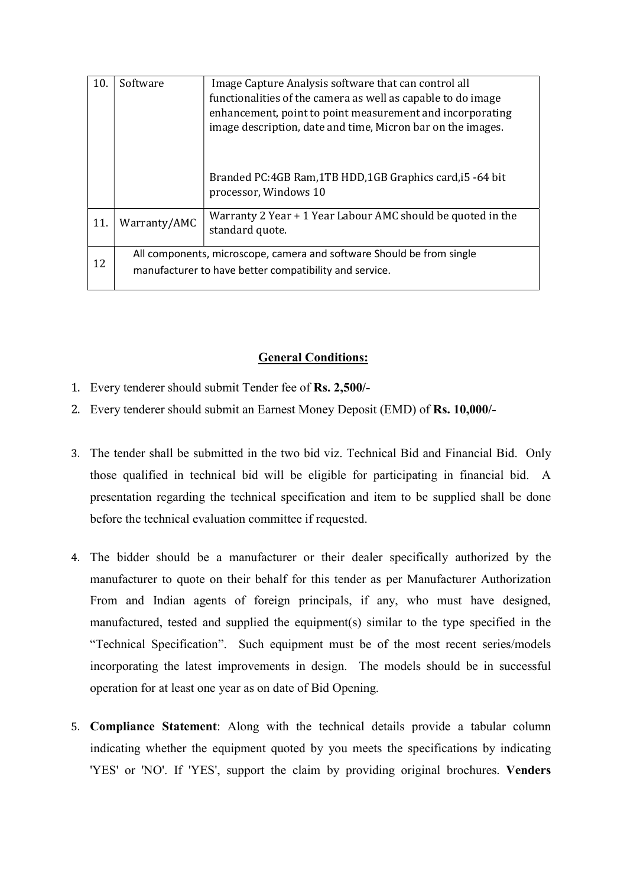| 10. | Software | Image Capture Analysis software that can control all functionalities of the camera as well as capable to do image enhancement, point to point measurement and incorporating image description, date and time, Micron bar on the images.<br><br>Branded PC:4GB Ram,1TB HDD,1GB Graphics card,i5 -64 bit processor, Windows 10 |
|---|---|---|
| 11. | Warranty/AMC | Warranty 2 Year + 1 Year Labour AMC should be quoted in the standard quote. |
| 12 | All components, microscope, camera and software Should be from single manufacturer to have better compatibility and service. | |

## General Conditions:

1. Every tenderer should submit Tender fee of **Rs. 2,500/-**
2. Every tenderer should submit an Earnest Money Deposit (EMD) of **Rs. 10,000/-**
3. The tender shall be submitted in the two bid viz. Technical Bid and Financial Bid. Only those qualified in technical bid will be eligible for participating in financial bid. A presentation regarding the technical specification and item to be supplied shall be done before the technical evaluation committee if requested.
4. The bidder should be a manufacturer or their dealer specifically authorized by the manufacturer to quote on their behalf for this tender as per Manufacturer Authorization From and Indian agents of foreign principals, if any, who must have designed, manufactured, tested and supplied the equipment(s) similar to the type specified in the "Technical Specification". Such equipment must be of the most recent series/models incorporating the latest improvements in design. The models should be in successful operation for at least one year as on date of Bid Opening.
5. **Compliance Statement**: Along with the technical details provide a tabular column indicating whether the equipment quoted by you meets the specifications by indicating 'YES' or 'NO'. If 'YES', support the claim by providing original brochures. **Venders**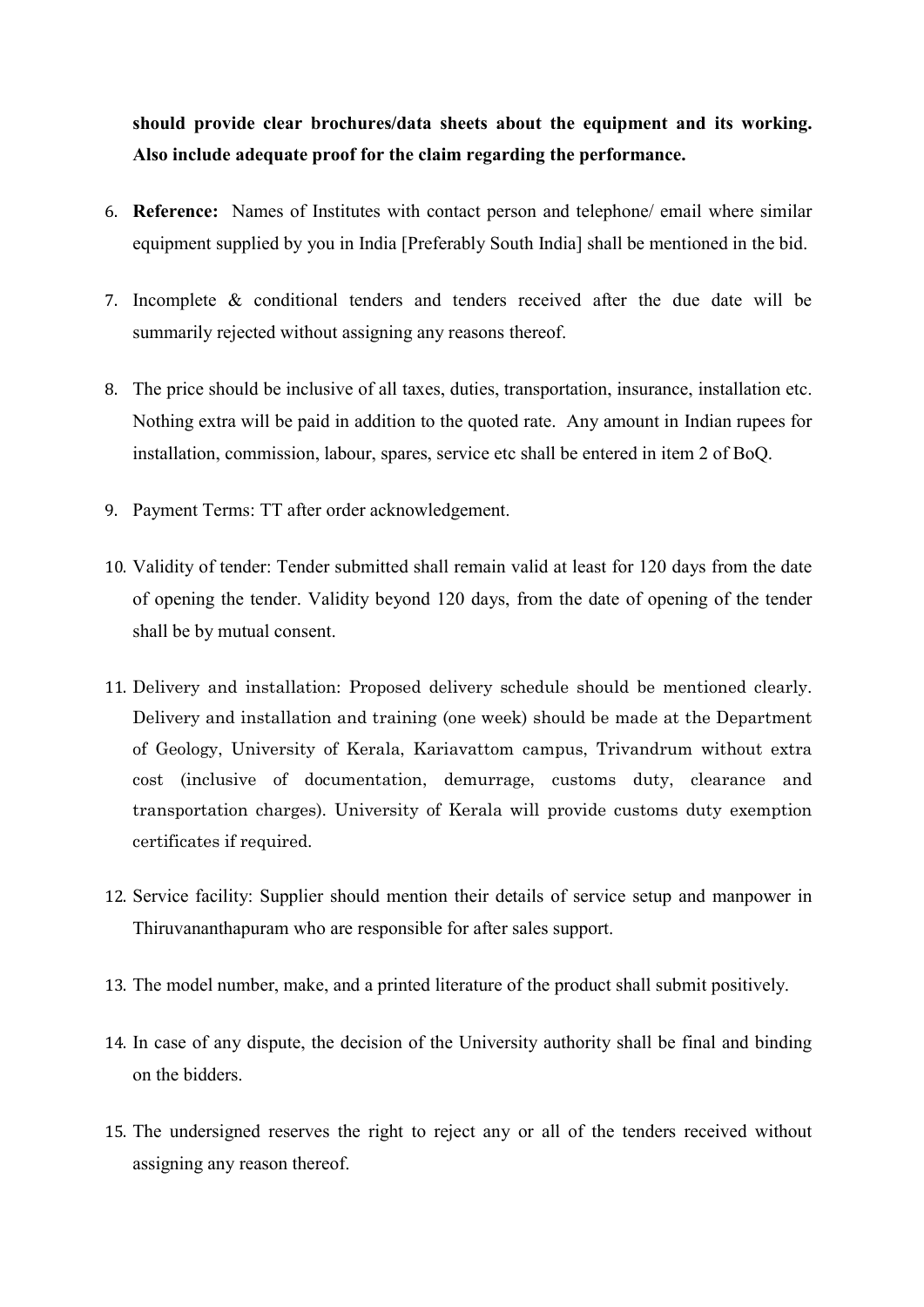**should provide clear brochures/data sheets about the equipment and its working. Also include adequate proof for the claim regarding the performance.**

6. **Reference:** Names of Institutes with contact person and telephone/ email where similar equipment supplied by you in India [Preferably South India] shall be mentioned in the bid.

7. Incomplete & conditional tenders and tenders received after the due date will be summarily rejected without assigning any reasons thereof.

8. The price should be inclusive of all taxes, duties, transportation, insurance, installation etc. Nothing extra will be paid in addition to the quoted rate. Any amount in Indian rupees for installation, commission, labour, spares, service etc shall be entered in item 2 of BoQ.

9. Payment Terms: TT after order acknowledgement.

10. Validity of tender: Tender submitted shall remain valid at least for 120 days from the date of opening the tender. Validity beyond 120 days, from the date of opening of the tender shall be by mutual consent.

11. Delivery and installation: Proposed delivery schedule should be mentioned clearly. Delivery and installation and training (one week) should be made at the Department of Geology, University of Kerala, Kariavattom campus, Trivandrum without extra cost (inclusive of documentation, demurrage, customs duty, clearance and transportation charges). University of Kerala will provide customs duty exemption certificates if required.

12. Service facility: Supplier should mention their details of service setup and manpower in Thiruvananthapuram who are responsible for after sales support.

13. The model number, make, and a printed literature of the product shall submit positively.

14. In case of any dispute, the decision of the University authority shall be final and binding on the bidders.

15. The undersigned reserves the right to reject any or all of the tenders received without assigning any reason thereof.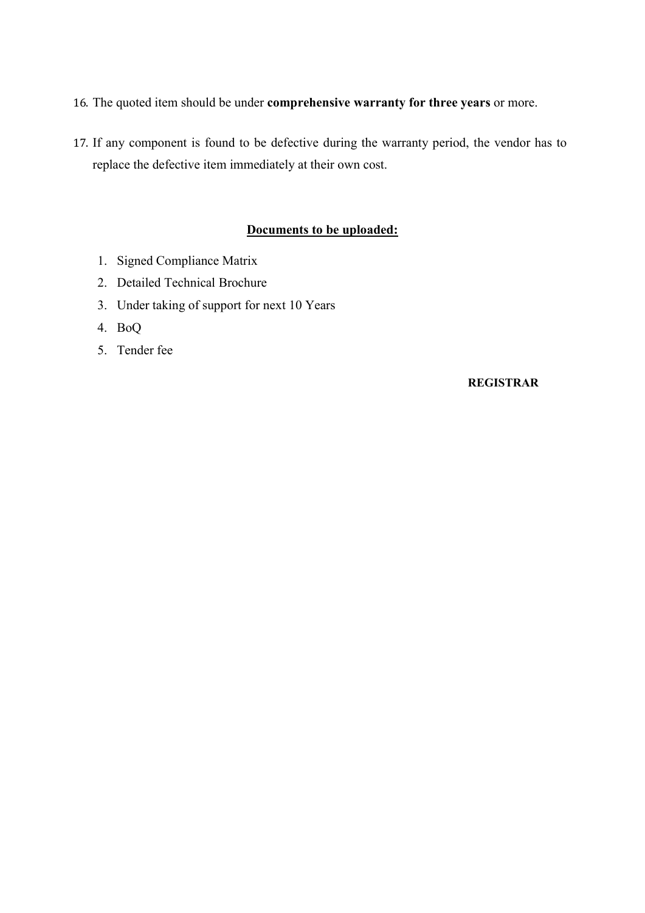16. The quoted item should be under **comprehensive warranty for three years** or more.

17. If any component is found to be defective during the warranty period, the vendor has to replace the defective item immediately at their own cost.

## Documents to be uploaded:

1. Signed Compliance Matrix
2. Detailed Technical Brochure
3. Under taking of support for next 10 Years
4. BoQ
5. Tender fee

**REGISTRAR**